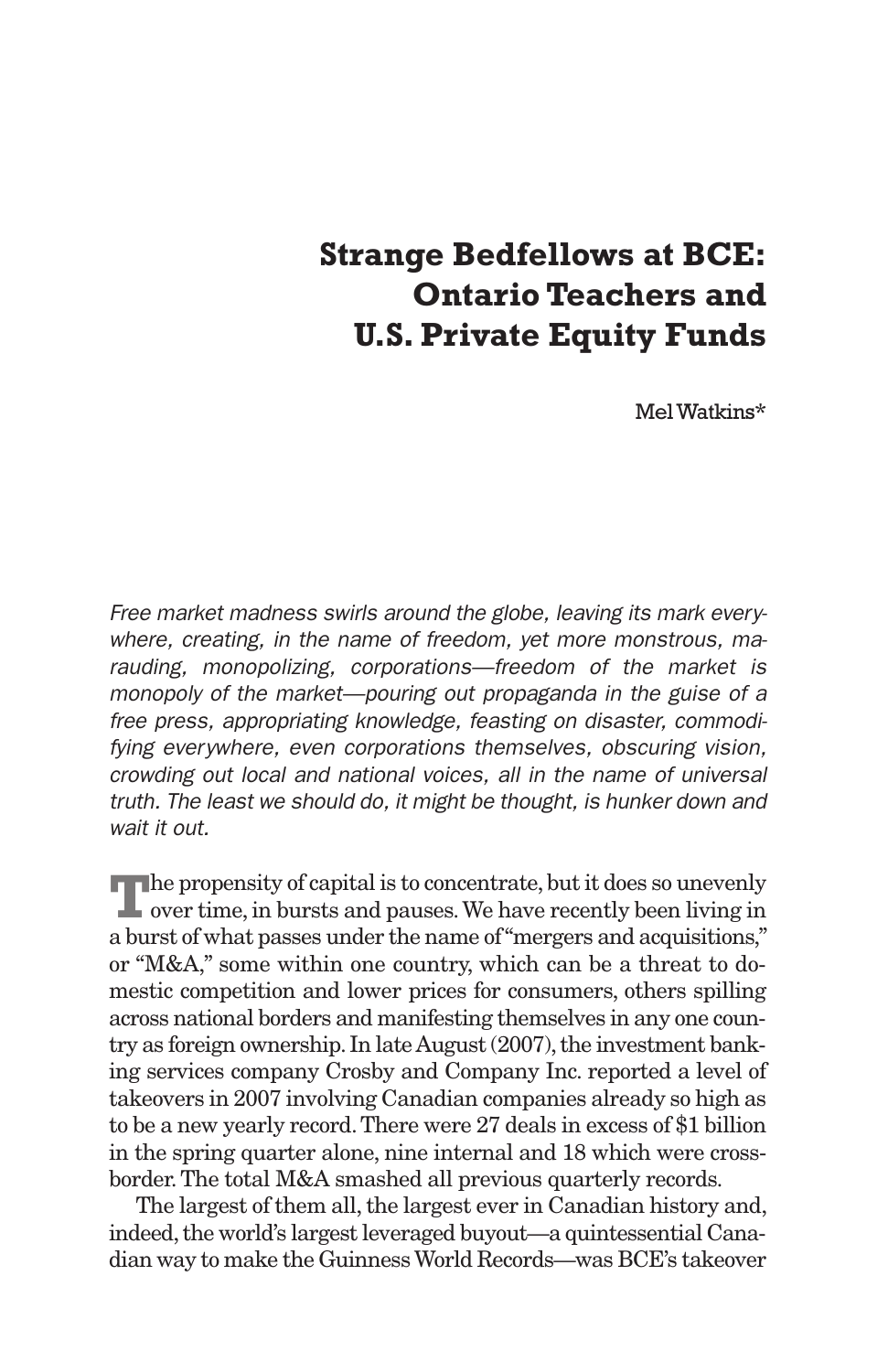# Strange Bedfellows at BCE: Ontario Teachers and U.S. Private Equity Funds

Mel Watkins*

*Free market madness swirls around the globe, leaving its mark everywhere, creating, in the name of freedom, yet more monstrous, marauding, monopolizing, corporations—freedom of the market is monopoly of the market—pouring out propaganda in the guise of a free press, appropriating knowledge, feasting on disaster, commodifying everywhere, even corporations themselves, obscuring vision, crowding out local and national voices, all in the name of universal truth. The least we should do, it might be thought, is hunker down and wait it out.*

The propensity of capital is to concentrate, but it does so unevenly over time, in bursts and pauses. We have recently been living in a burst of what passes under the name of "mergers and acquisitions," or "M&A," some within one country, which can be a threat to domestic competition and lower prices for consumers, others spilling across national borders and manifesting themselves in any one country as foreign ownership. In late August (2007), the investment banking services company Crosby and Company Inc. reported a level of takeovers in 2007 involving Canadian companies already so high as to be a new yearly record. There were 27 deals in excess of $1 billion in the spring quarter alone, nine internal and 18 which were cross-border. The total M&A smashed all previous quarterly records.

The largest of them all, the largest ever in Canadian history and, indeed, the world's largest leveraged buyout—a quintessential Canadian way to make the Guinness World Records—was BCE's takeover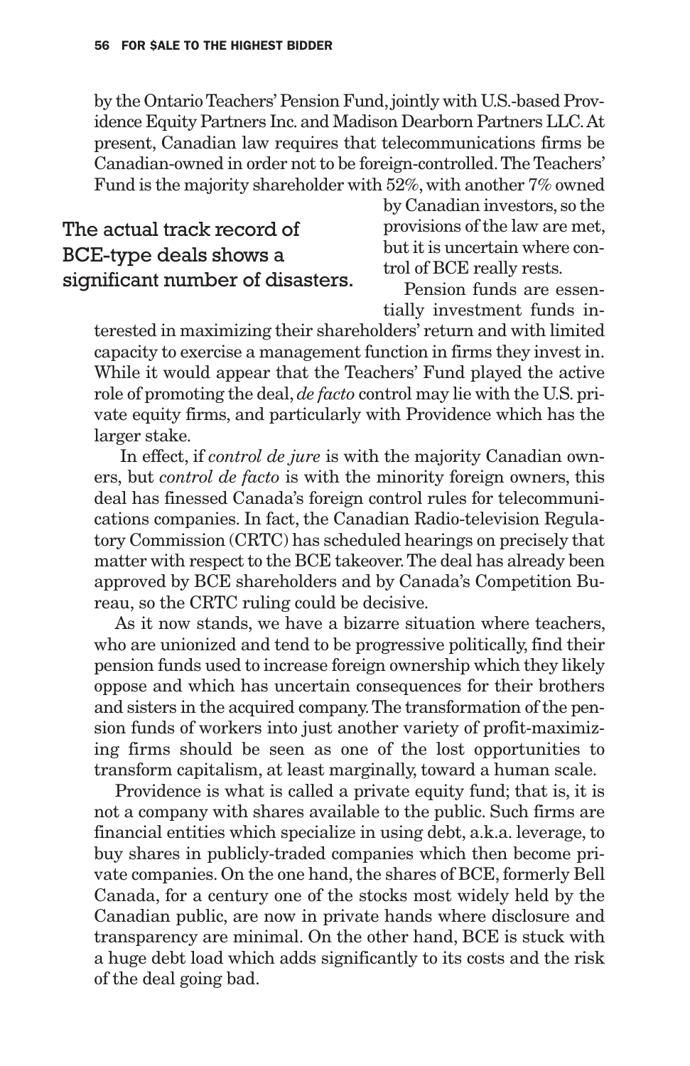by the Ontario Teachers' Pension Fund, jointly with U.S.-based Providence Equity Partners Inc. and Madison Dearborn Partners LLC. At present, Canadian law requires that telecommunications firms be Canadian-owned in order not to be foreign-controlled. The Teachers' Fund is the majority shareholder with 52%, with another 7% owned by Canadian investors, so the provisions of the law are met, but it is uncertain where control of BCE really rests.

> The actual track record of BCE-type deals shows a significant number of disasters.

Pension funds are essentially investment funds interested in maximizing their shareholders' return and with limited capacity to exercise a management function in firms they invest in. While it would appear that the Teachers' Fund played the active role of promoting the deal, *de facto* control may lie with the U.S. private equity firms, and particularly with Providence which has the larger stake.

In effect, if *control de jure* is with the majority Canadian owners, but *control de facto* is with the minority foreign owners, this deal has finessed Canada's foreign control rules for telecommunications companies. In fact, the Canadian Radio-television Regulatory Commission (CRTC) has scheduled hearings on precisely that matter with respect to the BCE takeover. The deal has already been approved by BCE shareholders and by Canada's Competition Bureau, so the CRTC ruling could be decisive.

As it now stands, we have a bizarre situation where teachers, who are unionized and tend to be progressive politically, find their pension funds used to increase foreign ownership which they likely oppose and which has uncertain consequences for their brothers and sisters in the acquired company. The transformation of the pension funds of workers into just another variety of profit-maximizing firms should be seen as one of the lost opportunities to transform capitalism, at least marginally, toward a human scale.

Providence is what is called a private equity fund; that is, it is not a company with shares available to the public. Such firms are financial entities which specialize in using debt, a.k.a. leverage, to buy shares in publicly-traded companies which then become private companies. On the one hand, the shares of BCE, formerly Bell Canada, for a century one of the stocks most widely held by the Canadian public, are now in private hands where disclosure and transparency are minimal. On the other hand, BCE is stuck with a huge debt load which adds significantly to its costs and the risk of the deal going bad.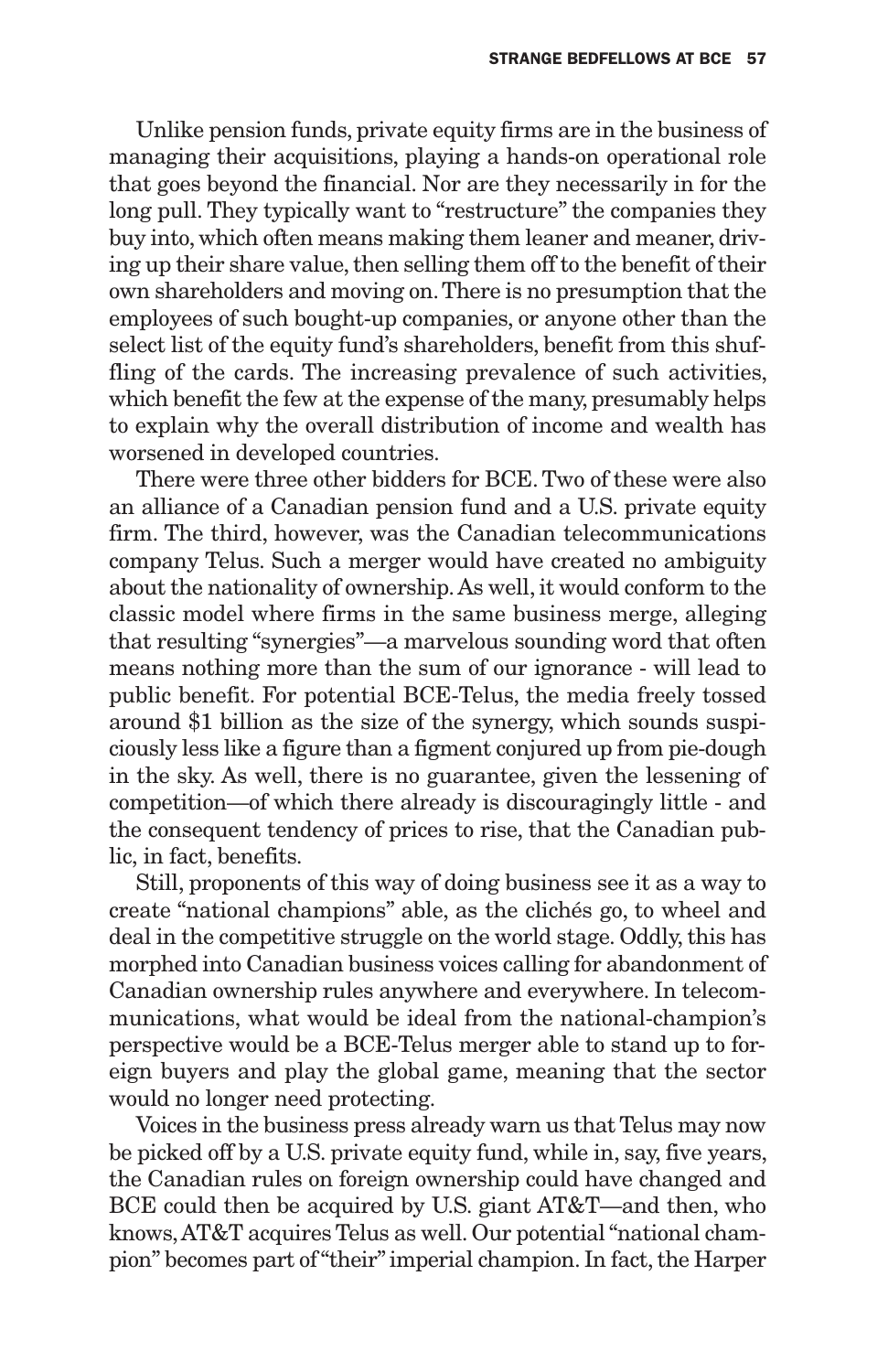Unlike pension funds, private equity firms are in the business of managing their acquisitions, playing a hands-on operational role that goes beyond the financial. Nor are they necessarily in for the long pull. They typically want to "restructure" the companies they buy into, which often means making them leaner and meaner, driving up their share value, then selling them off to the benefit of their own shareholders and moving on. There is no presumption that the employees of such bought-up companies, or anyone other than the select list of the equity fund's shareholders, benefit from this shuffling of the cards. The increasing prevalence of such activities, which benefit the few at the expense of the many, presumably helps to explain why the overall distribution of income and wealth has worsened in developed countries.

There were three other bidders for BCE. Two of these were also an alliance of a Canadian pension fund and a U.S. private equity firm. The third, however, was the Canadian telecommunications company Telus. Such a merger would have created no ambiguity about the nationality of ownership. As well, it would conform to the classic model where firms in the same business merge, alleging that resulting "synergies"—a marvelous sounding word that often means nothing more than the sum of our ignorance - will lead to public benefit. For potential BCE-Telus, the media freely tossed around $1 billion as the size of the synergy, which sounds suspiciously less like a figure than a figment conjured up from pie-dough in the sky. As well, there is no guarantee, given the lessening of competition—of which there already is discouragingly little - and the consequent tendency of prices to rise, that the Canadian public, in fact, benefits.

Still, proponents of this way of doing business see it as a way to create "national champions" able, as the clichés go, to wheel and deal in the competitive struggle on the world stage. Oddly, this has morphed into Canadian business voices calling for abandonment of Canadian ownership rules anywhere and everywhere. In telecommunications, what would be ideal from the national-champion's perspective would be a BCE-Telus merger able to stand up to foreign buyers and play the global game, meaning that the sector would no longer need protecting.

Voices in the business press already warn us that Telus may now be picked off by a U.S. private equity fund, while in, say, five years, the Canadian rules on foreign ownership could have changed and BCE could then be acquired by U.S. giant AT&T—and then, who knows, AT&T acquires Telus as well. Our potential "national champion" becomes part of "their" imperial champion. In fact, the Harper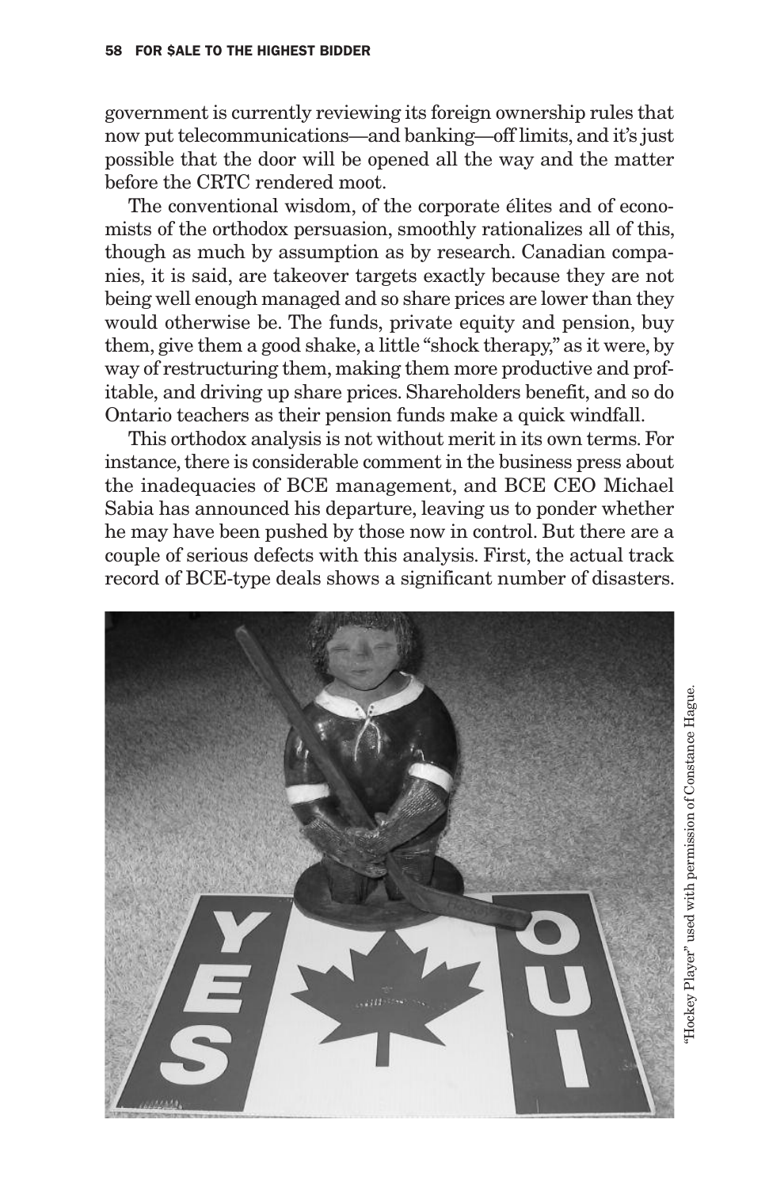government is currently reviewing its foreign ownership rules that now put telecommunications—and banking—off limits, and it's just possible that the door will be opened all the way and the matter before the CRTC rendered moot.

The conventional wisdom, of the corporate élites and of economists of the orthodox persuasion, smoothly rationalizes all of this, though as much by assumption as by research. Canadian companies, it is said, are takeover targets exactly because they are not being well enough managed and so share prices are lower than they would otherwise be. The funds, private equity and pension, buy them, give them a good shake, a little "shock therapy," as it were, by way of restructuring them, making them more productive and profitable, and driving up share prices. Shareholders benefit, and so do Ontario teachers as their pension funds make a quick windfall.

This orthodox analysis is not without merit in its own terms. For instance, there is considerable comment in the business press about the inadequacies of BCE management, and BCE CEO Michael Sabia has announced his departure, leaving us to ponder whether he may have been pushed by those now in control. But there are a couple of serious defects with this analysis. First, the actual track record of BCE-type deals shows a significant number of disasters.

"Hockey Player" used with permission of Constance Hague.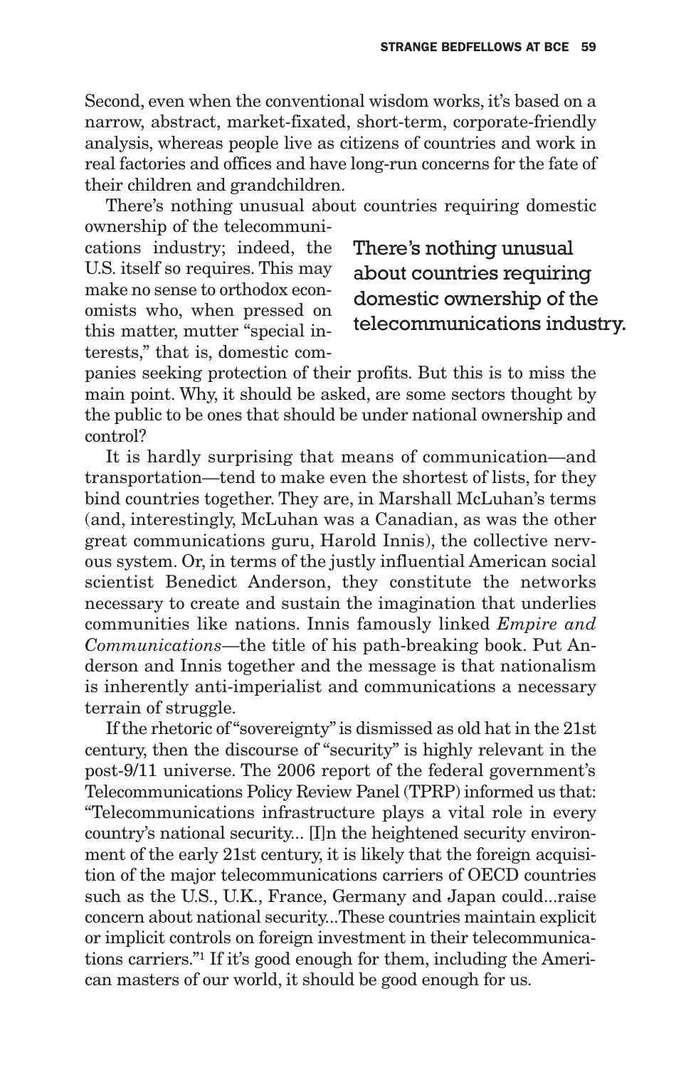Second, even when the conventional wisdom works, it's based on a narrow, abstract, market-fixated, short-term, corporate-friendly analysis, whereas people live as citizens of countries and work in real factories and offices and have long-run concerns for the fate of their children and grandchildren.

There's nothing unusual about countries requiring domestic ownership of the telecommunications industry; indeed, the U.S. itself so requires. This may make no sense to orthodox economists who, when pressed on this matter, mutter "special interests," that is, domestic companies seeking protection of their profits. But this is to miss the main point. Why, it should be asked, are some sectors thought by the public to be ones that should be under national ownership and control?

> There's nothing unusual about countries requiring domestic ownership of the telecommunications industry.

It is hardly surprising that means of communication—and transportation—tend to make even the shortest of lists, for they bind countries together. They are, in Marshall McLuhan's terms (and, interestingly, McLuhan was a Canadian, as was the other great communications guru, Harold Innis), the collective nervous system. Or, in terms of the justly influential American social scientist Benedict Anderson, they constitute the networks necessary to create and sustain the imagination that underlies communities like nations. Innis famously linked *Empire and Communications*—the title of his path-breaking book. Put Anderson and Innis together and the message is that nationalism is inherently anti-imperialist and communications a necessary terrain of struggle.

If the rhetoric of "sovereignty" is dismissed as old hat in the 21st century, then the discourse of "security" is highly relevant in the post-9/11 universe. The 2006 report of the federal government's Telecommunications Policy Review Panel (TPRP) informed us that: "Telecommunications infrastructure plays a vital role in every country's national security... [I]n the heightened security environment of the early 21st century, it is likely that the foreign acquisition of the major telecommunications carriers of OECD countries such as the U.S., U.K., France, Germany and Japan could...raise concern about national security...These countries maintain explicit or implicit controls on foreign investment in their telecommunications carriers."[1] If it's good enough for them, including the American masters of our world, it should be good enough for us.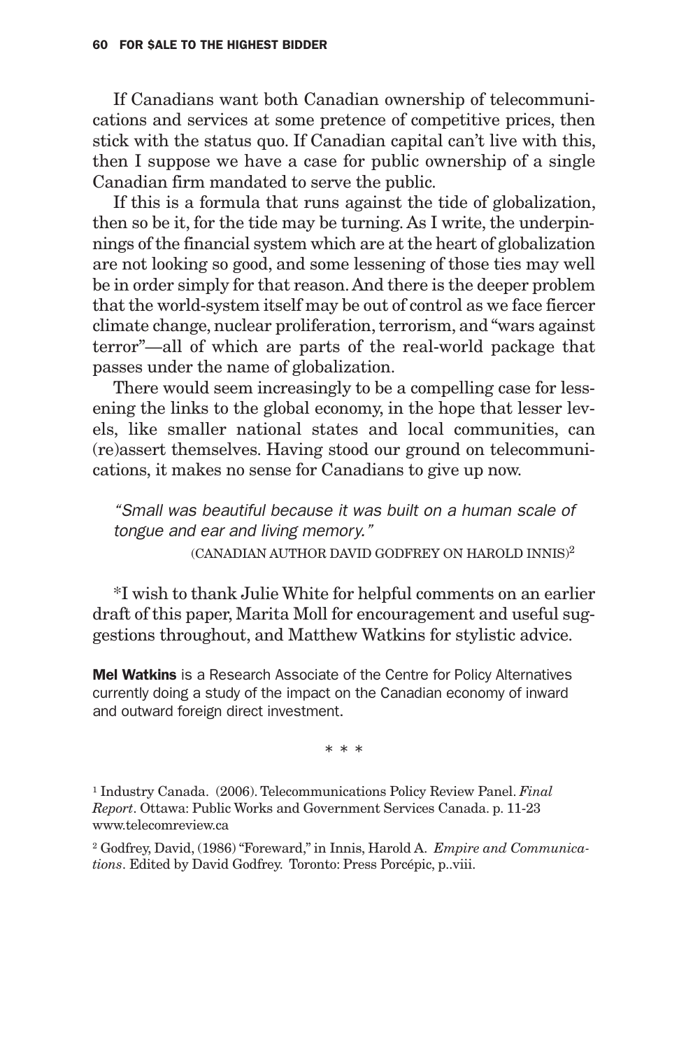If Canadians want both Canadian ownership of telecommunications and services at some pretence of competitive prices, then stick with the status quo. If Canadian capital can't live with this, then I suppose we have a case for public ownership of a single Canadian firm mandated to serve the public.

If this is a formula that runs against the tide of globalization, then so be it, for the tide may be turning. As I write, the underpinnings of the financial system which are at the heart of globalization are not looking so good, and some lessening of those ties may well be in order simply for that reason. And there is the deeper problem that the world-system itself may be out of control as we face fiercer climate change, nuclear proliferation, terrorism, and "wars against terror"—all of which are parts of the real-world package that passes under the name of globalization.

There would seem increasingly to be a compelling case for lessening the links to the global economy, in the hope that lesser levels, like smaller national states and local communities, can (re)assert themselves. Having stood our ground on telecommunications, it makes no sense for Canadians to give up now.

> *"Small was beautiful because it was built on a human scale of tongue and ear and living memory."*
>
> (CANADIAN AUTHOR DAVID GODFREY ON HAROLD INNIS)[2]

*I wish to thank Julie White for helpful comments on an earlier draft of this paper, Marita Moll for encouragement and useful suggestions throughout, and Matthew Watkins for stylistic advice.

**Mel Watkins** is a Research Associate of the Centre for Policy Alternatives currently doing a study of the impact on the Canadian economy of inward and outward foreign direct investment.

\* \* \*

[1] Industry Canada. (2006). Telecommunications Policy Review Panel. *Final Report*. Ottawa: Public Works and Government Services Canada. p. 11-23 www.telecomreview.ca

[2] Godfrey, David, (1986) "Foreward," in Innis, Harold A. *Empire and Communications*. Edited by David Godfrey. Toronto: Press Porcépic, p..viii.